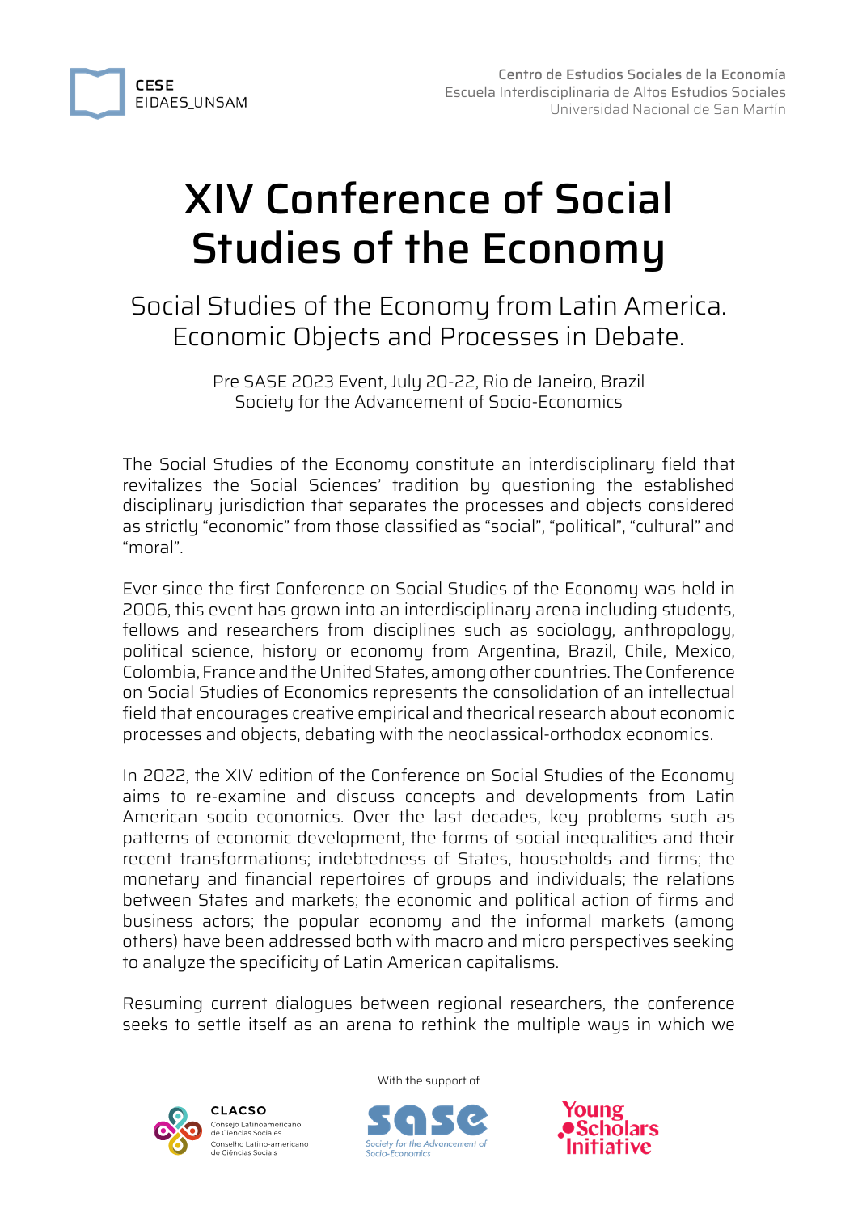CESE
EIDAES_UNSAM

Centro de Estudios Sociales de la Economía
Escuela Interdisciplinaria de Altos Estudios Sociales
Universidad Nacional de San Martín

# XIV Conference of Social Studies of the Economy

## Social Studies of the Economy from Latin America. Economic Objects and Processes in Debate.

Pre SASE 2023 Event, July 20-22, Rio de Janeiro, Brazil
Society for the Advancement of Socio-Economics

The Social Studies of the Economy constitute an interdisciplinary field that revitalizes the Social Sciences' tradition by questioning the established disciplinary jurisdiction that separates the processes and objects considered as strictly "economic" from those classified as "social", "political", "cultural" and "moral".

Ever since the first Conference on Social Studies of the Economy was held in 2006, this event has grown into an interdisciplinary arena including students, fellows and researchers from disciplines such as sociology, anthropology, political science, history or economy from Argentina, Brazil, Chile, Mexico, Colombia, France and the United States, among other countries. The Conference on Social Studies of Economics represents the consolidation of an intellectual field that encourages creative empirical and theorical research about economic processes and objects, debating with the neoclassical-orthodox economics.

In 2022, the XIV edition of the Conference on Social Studies of the Economy aims to re-examine and discuss concepts and developments from Latin American socio economics. Over the last decades, key problems such as patterns of economic development, the forms of social inequalities and their recent transformations; indebtedness of States, households and firms; the monetary and financial repertoires of groups and individuals; the relations between States and markets; the economic and political action of firms and business actors; the popular economy and the informal markets (among others) have been addressed both with macro and micro perspectives seeking to analyze the specificity of Latin American capitalisms.

Resuming current dialogues between regional researchers, the conference seeks to settle itself as an arena to rethink the multiple ways in which we

With the support of

CLACSO Consejo Latinoamericano de Ciencias Sociales / Conselho Latino-americano de Ciências Sociais

sase Society for the Advancement of Socio-Economics

Young Scholars Initiative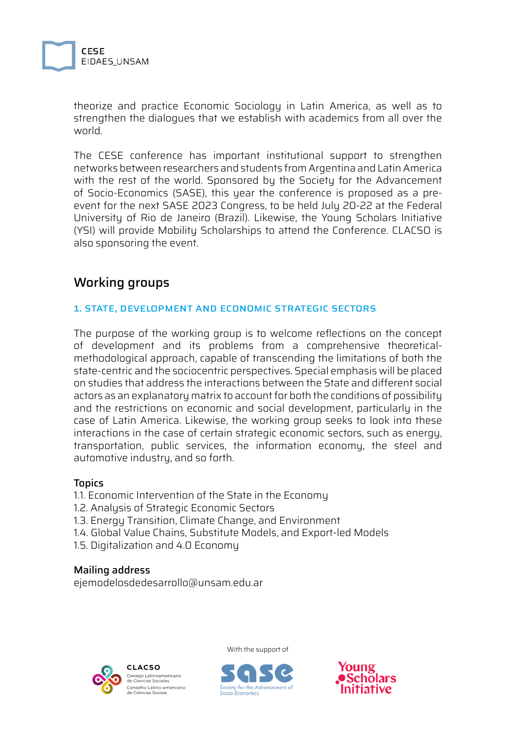theorize and practice Economic Sociology in Latin America, as well as to strengthen the dialogues that we establish with academics from all over the world.

The CESE conference has important institutional support to strengthen networks between researchers and students from Argentina and Latin America with the rest of the world. Sponsored by the Society for the Advancement of Socio-Economics (SASE), this year the conference is proposed as a pre-event for the next SASE 2023 Congress, to be held July 20-22 at the Federal University of Rio de Janeiro (Brazil). Likewise, the Young Scholars Initiative (YSI) will provide Mobility Scholarships to attend the Conference. CLACSO is also sponsoring the event.

## Working groups

### 1. STATE, DEVELOPMENT AND ECONOMIC STRATEGIC SECTORS

The purpose of the working group is to welcome reflections on the concept of development and its problems from a comprehensive theoretical-methodological approach, capable of transcending the limitations of both the state-centric and the sociocentric perspectives. Special emphasis will be placed on studies that address the interactions between the State and different social actors as an explanatory matrix to account for both the conditions of possibility and the restrictions on economic and social development, particularly in the case of Latin America. Likewise, the working group seeks to look into these interactions in the case of certain strategic economic sectors, such as energy, transportation, public services, the information economy, the steel and automotive industry, and so forth.

**Topics**

1.1. Economic Intervention of the State in the Economy
1.2. Analysis of Strategic Economic Sectors
1.3. Energy Transition, Climate Change, and Environment
1.4. Global Value Chains, Substitute Models, and Export-led Models
1.5. Digitalization and 4.0 Economy

**Mailing address**
ejemodelosdedesarrollo@unsam.edu.ar

With the support of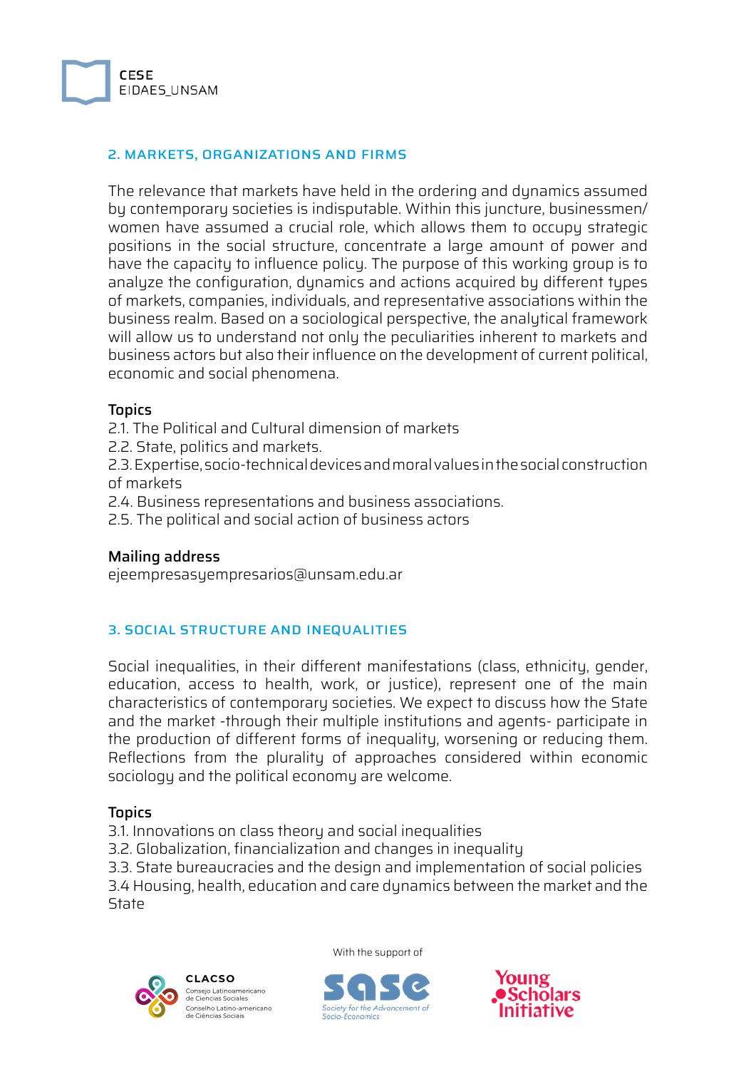## 2. MARKETS, ORGANIZATIONS AND FIRMS

The relevance that markets have held in the ordering and dynamics assumed by contemporary societies is indisputable. Within this juncture, businessmen/women have assumed a crucial role, which allows them to occupy strategic positions in the social structure, concentrate a large amount of power and have the capacity to influence policy. The purpose of this working group is to analyze the configuration, dynamics and actions acquired by different types of markets, companies, individuals, and representative associations within the business realm. Based on a sociological perspective, the analytical framework will allow us to understand not only the peculiarities inherent to markets and business actors but also their influence on the development of current political, economic and social phenomena.

**Topics**

2.1. The Political and Cultural dimension of markets
2.2. State, politics and markets.
2.3. Expertise, socio-technical devices and moral values in the social construction of markets
2.4. Business representations and business associations.
2.5. The political and social action of business actors

**Mailing address**

ejeempresasyempresarios@unsam.edu.ar

## 3. SOCIAL STRUCTURE AND INEQUALITIES

Social inequalities, in their different manifestations (class, ethnicity, gender, education, access to health, work, or justice), represent one of the main characteristics of contemporary societies. We expect to discuss how the State and the market -through their multiple institutions and agents- participate in the production of different forms of inequality, worsening or reducing them. Reflections from the plurality of approaches considered within economic sociology and the political economy are welcome.

**Topics**

3.1. Innovations on class theory and social inequalities
3.2. Globalization, financialization and changes in inequality
3.3. State bureaucracies and the design and implementation of social policies
3.4 Housing, health, education and care dynamics between the market and the State

With the support of

CLACSO Consejo Latinoamericano de Ciencias Sociales / Conselho Latino-americano de Ciências Sociais — sase Society for the Advancement of Socio-Economics — Young Scholars Initiative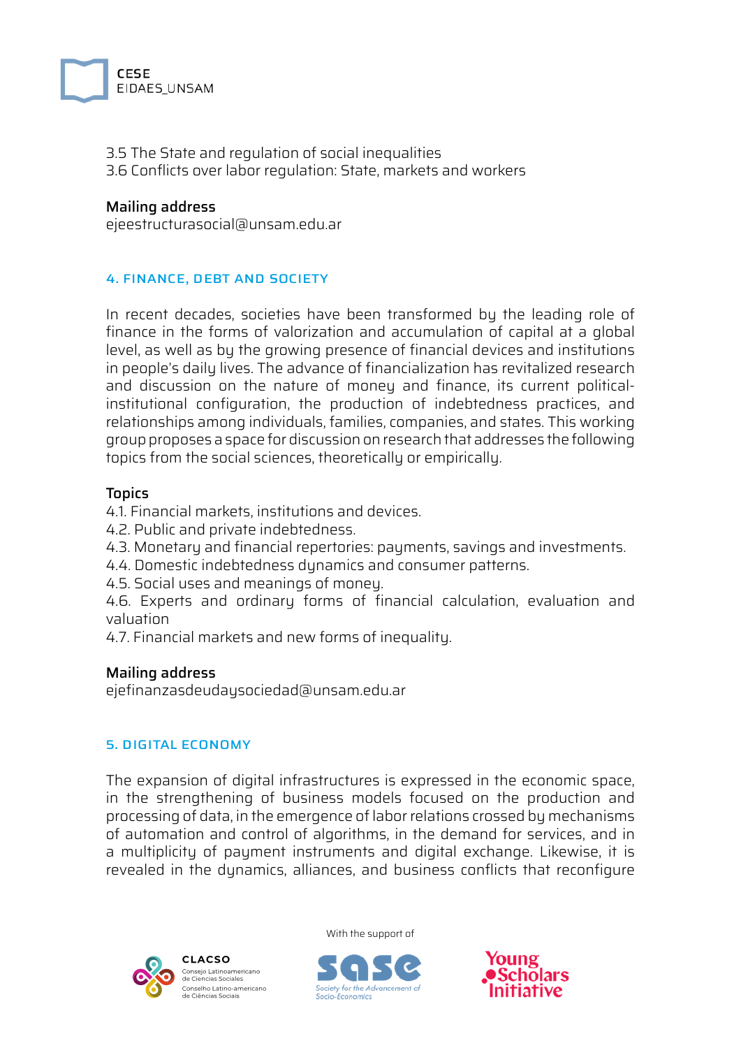3.5 The State and regulation of social inequalities
3.6 Conflicts over labor regulation: State, markets and workers

**Mailing address**
ejeestructurasocial@unsam.edu.ar

## 4. FINANCE, DEBT AND SOCIETY

In recent decades, societies have been transformed by the leading role of finance in the forms of valorization and accumulation of capital at a global level, as well as by the growing presence of financial devices and institutions in people's daily lives. The advance of financialization has revitalized research and discussion on the nature of money and finance, its current political-institutional configuration, the production of indebtedness practices, and relationships among individuals, families, companies, and states. This working group proposes a space for discussion on research that addresses the following topics from the social sciences, theoretically or empirically.

**Topics**
4.1. Financial markets, institutions and devices.
4.2. Public and private indebtedness.
4.3. Monetary and financial repertories: payments, savings and investments.
4.4. Domestic indebtedness dynamics and consumer patterns.
4.5. Social uses and meanings of money.
4.6. Experts and ordinary forms of financial calculation, evaluation and valuation
4.7. Financial markets and new forms of inequality.

**Mailing address**
ejefinanzasdeudaysociedad@unsam.edu.ar

## 5. DIGITAL ECONOMY

The expansion of digital infrastructures is expressed in the economic space, in the strengthening of business models focused on the production and processing of data, in the emergence of labor relations crossed by mechanisms of automation and control of algorithms, in the demand for services, and in a multiplicity of payment instruments and digital exchange. Likewise, it is revealed in the dynamics, alliances, and business conflicts that reconfigure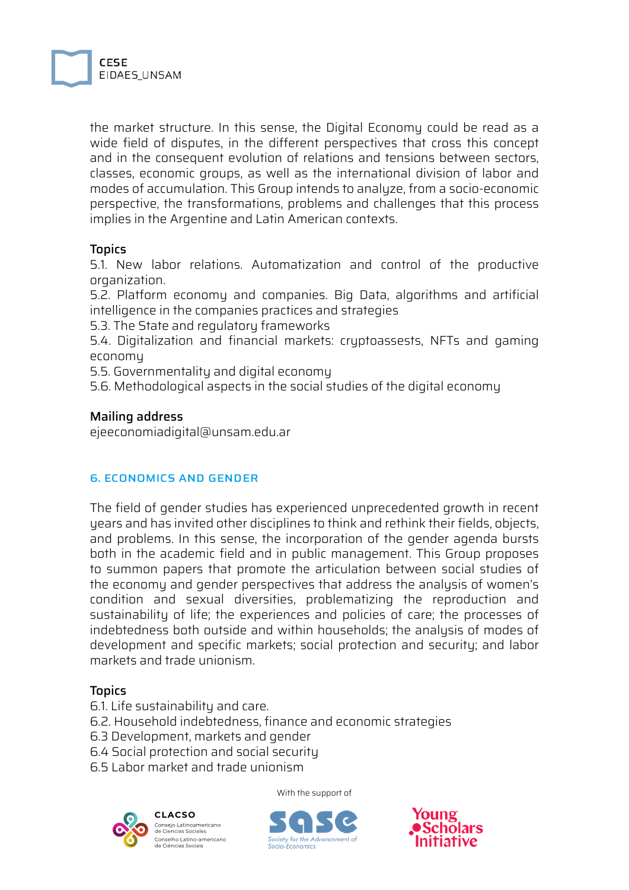the market structure. In this sense, the Digital Economy could be read as a wide field of disputes, in the different perspectives that cross this concept and in the consequent evolution of relations and tensions between sectors, classes, economic groups, as well as the international division of labor and modes of accumulation. This Group intends to analyze, from a socio-economic perspective, the transformations, problems and challenges that this process implies in the Argentine and Latin American contexts.

**Topics**

5.1. New labor relations. Automatization and control of the productive organization.
5.2. Platform economy and companies. Big Data, algorithms and artificial intelligence in the companies practices and strategies
5.3. The State and regulatory frameworks
5.4. Digitalization and financial markets: cryptoassests, NFTs and gaming economy
5.5. Governmentality and digital economy
5.6. Methodological aspects in the social studies of the digital economy

**Mailing address**

ejeeconomiadigital@unsam.edu.ar

## 6. ECONOMICS AND GENDER

The field of gender studies has experienced unprecedented growth in recent years and has invited other disciplines to think and rethink their fields, objects, and problems. In this sense, the incorporation of the gender agenda bursts both in the academic field and in public management. This Group proposes to summon papers that promote the articulation between social studies of the economy and gender perspectives that address the analysis of women's condition and sexual diversities, problematizing the reproduction and sustainability of life; the experiences and policies of care; the processes of indebtedness both outside and within households; the analysis of modes of development and specific markets; social protection and security; and labor markets and trade unionism.

**Topics**

6.1. Life sustainability and care.
6.2. Household indebtedness, finance and economic strategies
6.3 Development, markets and gender
6.4 Social protection and social security
6.5 Labor market and trade unionism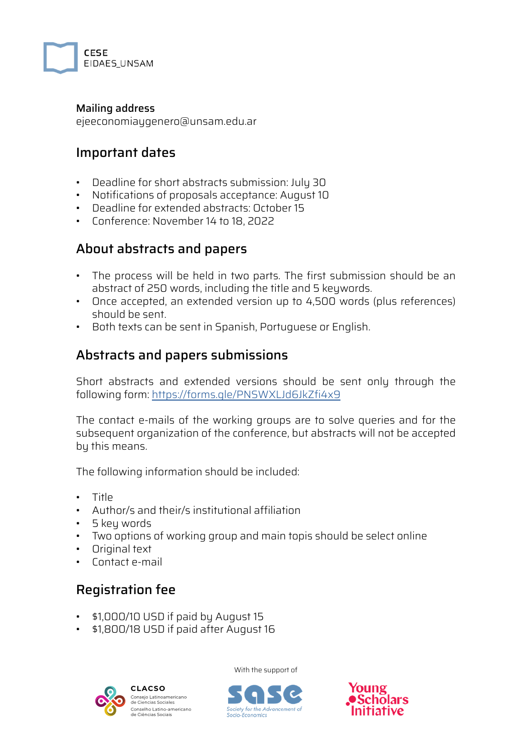CESE
EIDAES_UNSAM

**Mailing address**
ejeeconomiaygenero@unsam.edu.ar

## Important dates

- Deadline for short abstracts submission: July 30
- Notifications of proposals acceptance: August 10
- Deadline for extended abstracts: October 15
- Conference: November 14 to 18, 2022

## About abstracts and papers

- The process will be held in two parts. The first submission should be an abstract of 250 words, including the title and 5 keywords.
- Once accepted, an extended version up to 4,500 words (plus references) should be sent.
- Both texts can be sent in Spanish, Portuguese or English.

## Abstracts and papers submissions

Short abstracts and extended versions should be sent only through the following form: https://forms.gle/PNSWXLJd6JkZfi4x9

The contact e-mails of the working groups are to solve queries and for the subsequent organization of the conference, but abstracts will not be accepted by this means.

The following information should be included:

- Title
- Author/s and their/s institutional affiliation
- 5 key words
- Two options of working group and main topis should be select online
- Original text
- Contact e-mail

## Registration fee

- $1,000/10 USD if paid by August 15
- $1,800/18 USD if paid after August 16

With the support of

CLACSO Consejo Latinoamericano de Ciencias Sociales Conselho Latino-americano de Ciências Sociais

sase Society for the Advancement of Socio-Economics

Young Scholars Initiative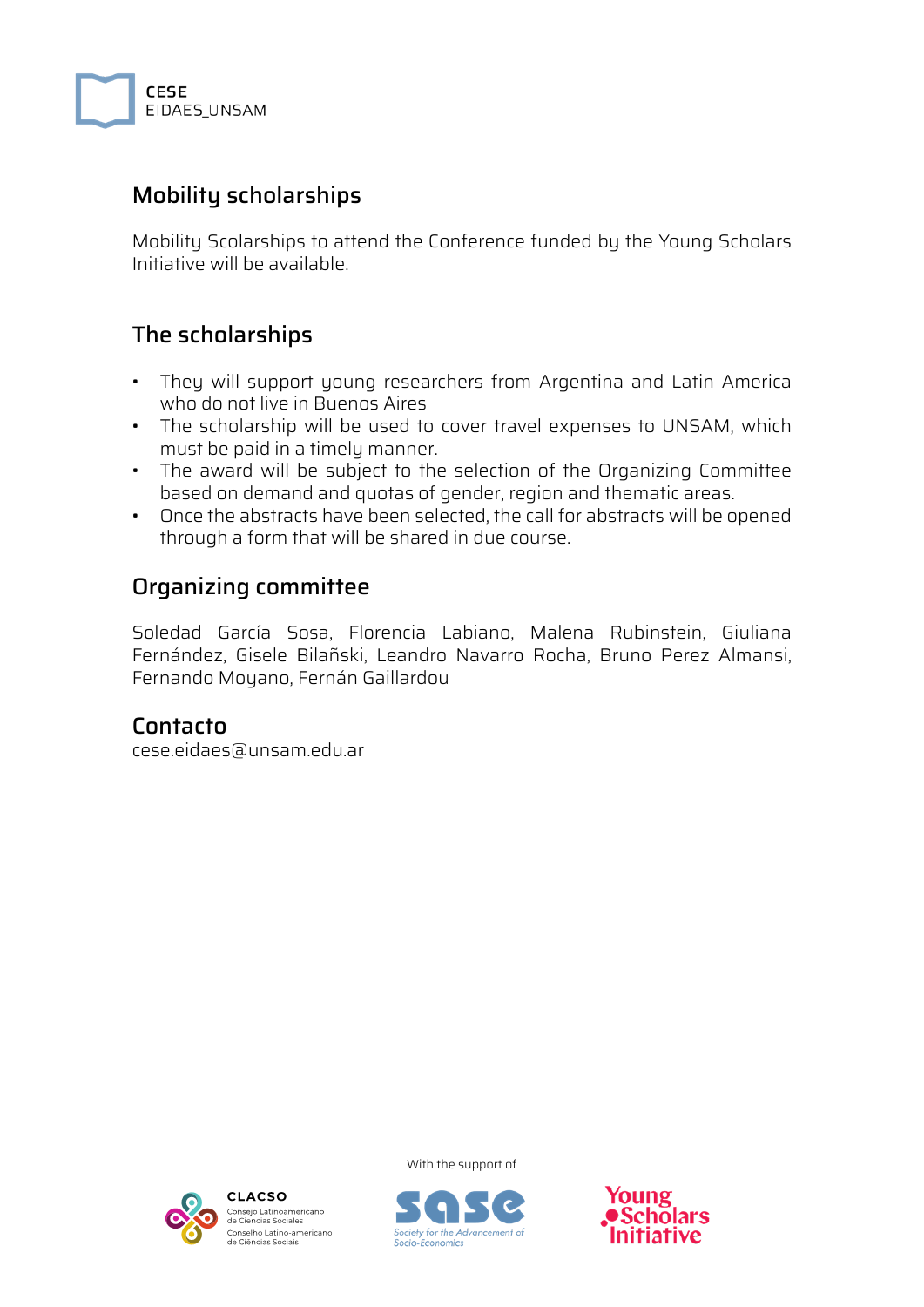CESE
EIDAES_UNSAM

## Mobility scholarships

Mobility Scolarships to attend the Conference funded by the Young Scholars Initiative will be available.

## The scholarships

- They will support young researchers from Argentina and Latin America who do not live in Buenos Aires
- The scholarship will be used to cover travel expenses to UNSAM, which must be paid in a timely manner.
- The award will be subject to the selection of the Organizing Committee based on demand and quotas of gender, region and thematic areas.
- Once the abstracts have been selected, the call for abstracts will be opened through a form that will be shared in due course.

## Organizing committee

Soledad García Sosa, Florencia Labiano, Malena Rubinstein, Giuliana Fernández, Gisele Bilañski, Leandro Navarro Rocha, Bruno Perez Almansi, Fernando Moyano, Fernán Gaillardou

## Contacto

cese.eidaes@unsam.edu.ar

With the support of

CLACSO
Consejo Latinoamericano de Ciencias Sociales
Conselho Latino-americano de Ciências Sociais

sase
Society for the Advancement of Socio-Economics

Young Scholars Initiative